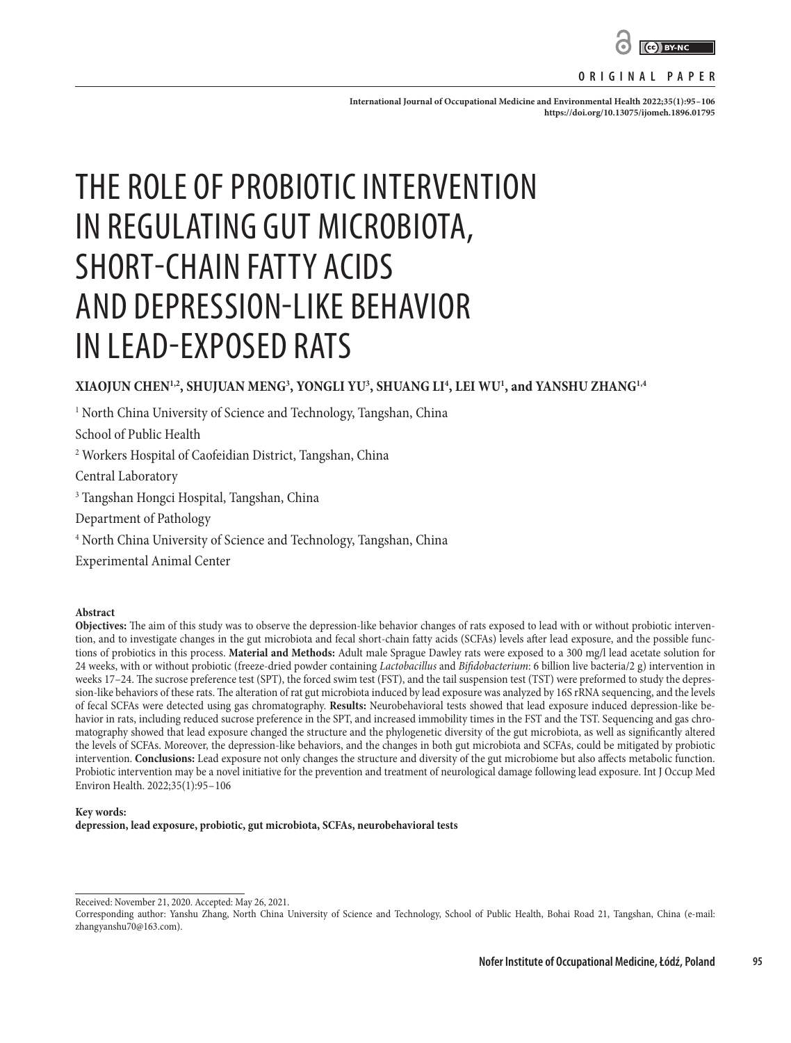ORIGINAL PAPER

# THE ROLE OF PROBIOTIC INTERVENTION IN REGULATING GUT MICROBIOTA, SHORT-CHAIN FATTY ACIDS AND DEPRESSION-LIKE BEHAVIOR IN LEAD-EXPOSED RATS

**XIAOJUN CHEN[1,2], SHUJUAN MENG[3], YONGLI YU[3], SHUANG LI[4], LEI WU[1], and YANSHU ZHANG[1,4]**

[1] North China University of Science and Technology, Tangshan, China
School of Public Health

[2] Workers Hospital of Caofeidian District, Tangshan, China
Central Laboratory

[3] Tangshan Hongci Hospital, Tangshan, China
Department of Pathology

[4] North China University of Science and Technology, Tangshan, China
Experimental Animal Center

**Abstract**

**Objectives:** The aim of this study was to observe the depression-like behavior changes of rats exposed to lead with or without probiotic intervention, and to investigate changes in the gut microbiota and fecal short-chain fatty acids (SCFAs) levels after lead exposure, and the possible functions of probiotics in this process. **Material and Methods:** Adult male Sprague Dawley rats were exposed to a 300 mg/l lead acetate solution for 24 weeks, with or without probiotic (freeze-dried powder containing *Lactobacillus* and *Bifidobacterium*: 6 billion live bacteria/2 g) intervention in weeks 17–24. The sucrose preference test (SPT), the forced swim test (FST), and the tail suspension test (TST) were preformed to study the depression-like behaviors of these rats. The alteration of rat gut microbiota induced by lead exposure was analyzed by 16S rRNA sequencing, and the levels of fecal SCFAs were detected using gas chromatography. **Results:** Neurobehavioral tests showed that lead exposure induced depression-like behavior in rats, including reduced sucrose preference in the SPT, and increased immobility times in the FST and the TST. Sequencing and gas chromatography showed that lead exposure changed the structure and the phylogenetic diversity of the gut microbiota, as well as significantly altered the levels of SCFAs. Moreover, the depression-like behaviors, and the changes in both gut microbiota and SCFAs, could be mitigated by probiotic intervention. **Conclusions:** Lead exposure not only changes the structure and diversity of the gut microbiome but also affects metabolic function. Probiotic intervention may be a novel initiative for the prevention and treatment of neurological damage following lead exposure. Int J Occup Med Environ Health. 2022;35(1):95–106

**Key words:**
**depression, lead exposure, probiotic, gut microbiota, SCFAs, neurobehavioral tests**

Received: November 21, 2020. Accepted: May 26, 2021.
Corresponding author: Yanshu Zhang, North China University of Science and Technology, School of Public Health, Bohai Road 21, Tangshan, China (e-mail: zhangyanshu70@163.com).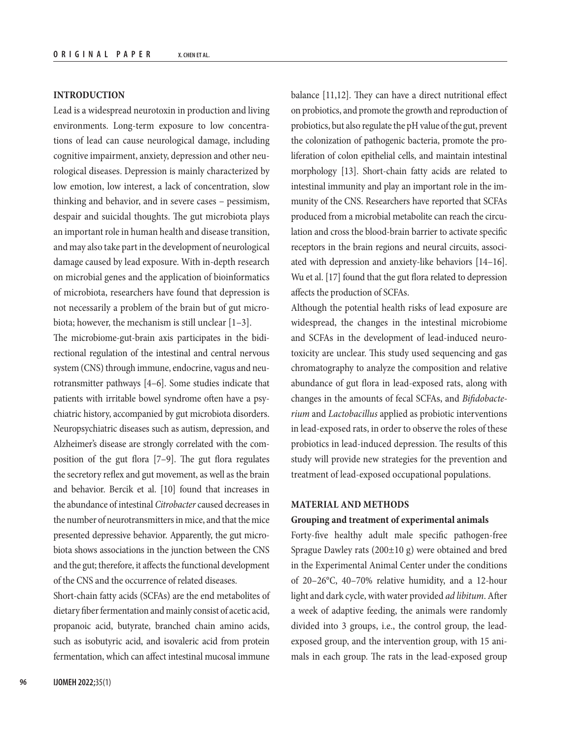## INTRODUCTION

Lead is a widespread neurotoxin in production and living environments. Long-term exposure to low concentrations of lead can cause neurological damage, including cognitive impairment, anxiety, depression and other neurological diseases. Depression is mainly characterized by low emotion, low interest, a lack of concentration, slow thinking and behavior, and in severe cases – pessimism, despair and suicidal thoughts. The gut microbiota plays an important role in human health and disease transition, and may also take part in the development of neurological damage caused by lead exposure. With in-depth research on microbial genes and the application of bioinformatics of microbiota, researchers have found that depression is not necessarily a problem of the brain but of gut microbiota; however, the mechanism is still unclear [1–3].

The microbiome-gut-brain axis participates in the bidirectional regulation of the intestinal and central nervous system (CNS) through immune, endocrine, vagus and neurotransmitter pathways [4–6]. Some studies indicate that patients with irritable bowel syndrome often have a psychiatric history, accompanied by gut microbiota disorders. Neuropsychiatric diseases such as autism, depression, and Alzheimer's disease are strongly correlated with the composition of the gut flora [7–9]. The gut flora regulates the secretory reflex and gut movement, as well as the brain and behavior. Bercik et al. [10] found that increases in the abundance of intestinal *Citrobacter* caused decreases in the number of neurotransmitters in mice, and that the mice presented depressive behavior. Apparently, the gut microbiota shows associations in the junction between the CNS and the gut; therefore, it affects the functional development of the CNS and the occurrence of related diseases.

Short-chain fatty acids (SCFAs) are the end metabolites of dietary fiber fermentation and mainly consist of acetic acid, propanoic acid, butyrate, branched chain amino acids, such as isobutyric acid, and isovaleric acid from protein fermentation, which can affect intestinal mucosal immune balance [11,12]. They can have a direct nutritional effect on probiotics, and promote the growth and reproduction of probiotics, but also regulate the pH value of the gut, prevent the colonization of pathogenic bacteria, promote the proliferation of colon epithelial cells, and maintain intestinal morphology [13]. Short-chain fatty acids are related to intestinal immunity and play an important role in the immunity of the CNS. Researchers have reported that SCFAs produced from a microbial metabolite can reach the circulation and cross the blood-brain barrier to activate specific receptors in the brain regions and neural circuits, associated with depression and anxiety-like behaviors [14–16]. Wu et al. [17] found that the gut flora related to depression affects the production of SCFAs.

Although the potential health risks of lead exposure are widespread, the changes in the intestinal microbiome and SCFAs in the development of lead-induced neurotoxicity are unclear. This study used sequencing and gas chromatography to analyze the composition and relative abundance of gut flora in lead-exposed rats, along with changes in the amounts of fecal SCFAs, and *Bifidobacterium* and *Lactobacillus* applied as probiotic interventions in lead-exposed rats, in order to observe the roles of these probiotics in lead-induced depression. The results of this study will provide new strategies for the prevention and treatment of lead-exposed occupational populations.

## MATERIAL AND METHODS

### Grouping and treatment of experimental animals

Forty-five healthy adult male specific pathogen-free Sprague Dawley rats (200±10 g) were obtained and bred in the Experimental Animal Center under the conditions of 20–26°C, 40–70% relative humidity, and a 12-hour light and dark cycle, with water provided *ad libitum*. After a week of adaptive feeding, the animals were randomly divided into 3 groups, i.e., the control group, the lead-exposed group, and the intervention group, with 15 animals in each group. The rats in the lead-exposed group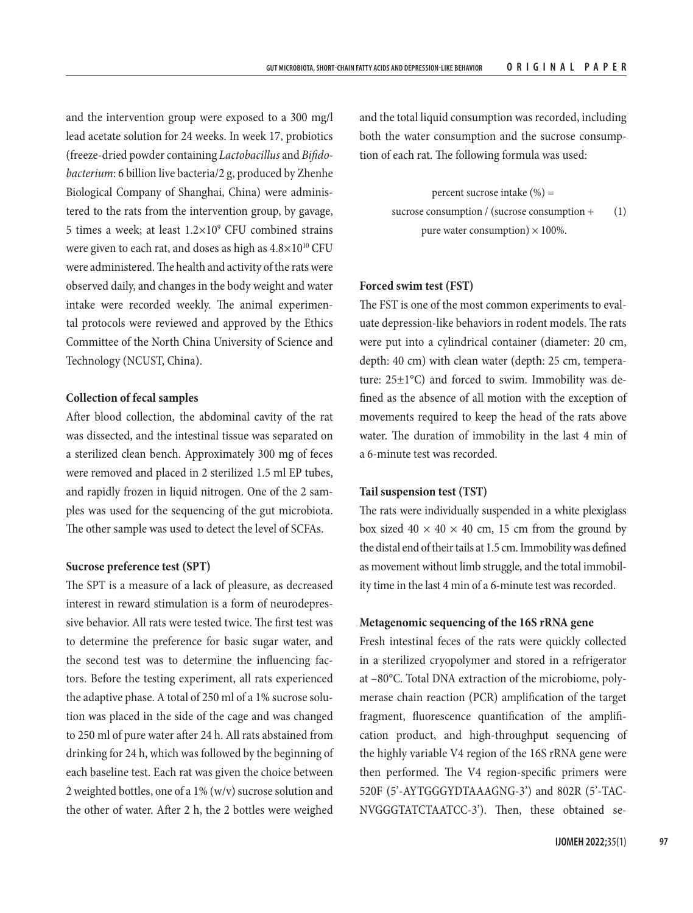and the intervention group were exposed to a 300 mg/l lead acetate solution for 24 weeks. In week 17, probiotics (freeze-dried powder containing *Lactobacillus* and *Bifidobacterium*: 6 billion live bacteria/2 g, produced by Zhenhe Biological Company of Shanghai, China) were administered to the rats from the intervention group, by gavage, 5 times a week; at least $1.2 \times 10^9$ CFU combined strains were given to each rat, and doses as high as $4.8 \times 10^{10}$ CFU were administered. The health and activity of the rats were observed daily, and changes in the body weight and water intake were recorded weekly. The animal experimental protocols were reviewed and approved by the Ethics Committee of the North China University of Science and Technology (NCUST, China).

**Collection of fecal samples**

After blood collection, the abdominal cavity of the rat was dissected, and the intestinal tissue was separated on a sterilized clean bench. Approximately 300 mg of feces were removed and placed in 2 sterilized 1.5 ml EP tubes, and rapidly frozen in liquid nitrogen. One of the 2 samples was used for the sequencing of the gut microbiota. The other sample was used to detect the level of SCFAs.

**Sucrose preference test (SPT)**

The SPT is a measure of a lack of pleasure, as decreased interest in reward stimulation is a form of neurodepressive behavior. All rats were tested twice. The first test was to determine the preference for basic sugar water, and the second test was to determine the influencing factors. Before the testing experiment, all rats experienced the adaptive phase. A total of 250 ml of a 1% sucrose solution was placed in the side of the cage and was changed to 250 ml of pure water after 24 h. All rats abstained from drinking for 24 h, which was followed by the beginning of each baseline test. Each rat was given the choice between 2 weighted bottles, one of a 1% (w/v) sucrose solution and the other of water. After 2 h, the 2 bottles were weighed and the total liquid consumption was recorded, including both the water consumption and the sucrose consumption of each rat. The following formula was used:

$$\text{percent sucrose intake (\%)} = \text{sucrose consumption} / (\text{sucrose consumption} + \text{pure water consumption}) \times 100\% . \quad (1)$$

**Forced swim test (FST)**

The FST is one of the most common experiments to evaluate depression-like behaviors in rodent models. The rats were put into a cylindrical container (diameter: 20 cm, depth: 40 cm) with clean water (depth: 25 cm, temperature: 25±1°C) and forced to swim. Immobility was defined as the absence of all motion with the exception of movements required to keep the head of the rats above water. The duration of immobility in the last 4 min of a 6-minute test was recorded.

**Tail suspension test (TST)**

The rats were individually suspended in a white plexiglass box sized 40 × 40 × 40 cm, 15 cm from the ground by the distal end of their tails at 1.5 cm. Immobility was defined as movement without limb struggle, and the total immobility time in the last 4 min of a 6-minute test was recorded.

**Metagenomic sequencing of the 16S rRNA gene**

Fresh intestinal feces of the rats were quickly collected in a sterilized cryopolymer and stored in a refrigerator at −80°C. Total DNA extraction of the microbiome, polymerase chain reaction (PCR) amplification of the target fragment, fluorescence quantification of the amplification product, and high-throughput sequencing of the highly variable V4 region of the 16S rRNA gene were then performed. The V4 region-specific primers were 520F (5'-AYTGGGYDTAAAGNG-3') and 802R (5'-TACNVGGGTATCTAATCC-3'). Then, these obtained se-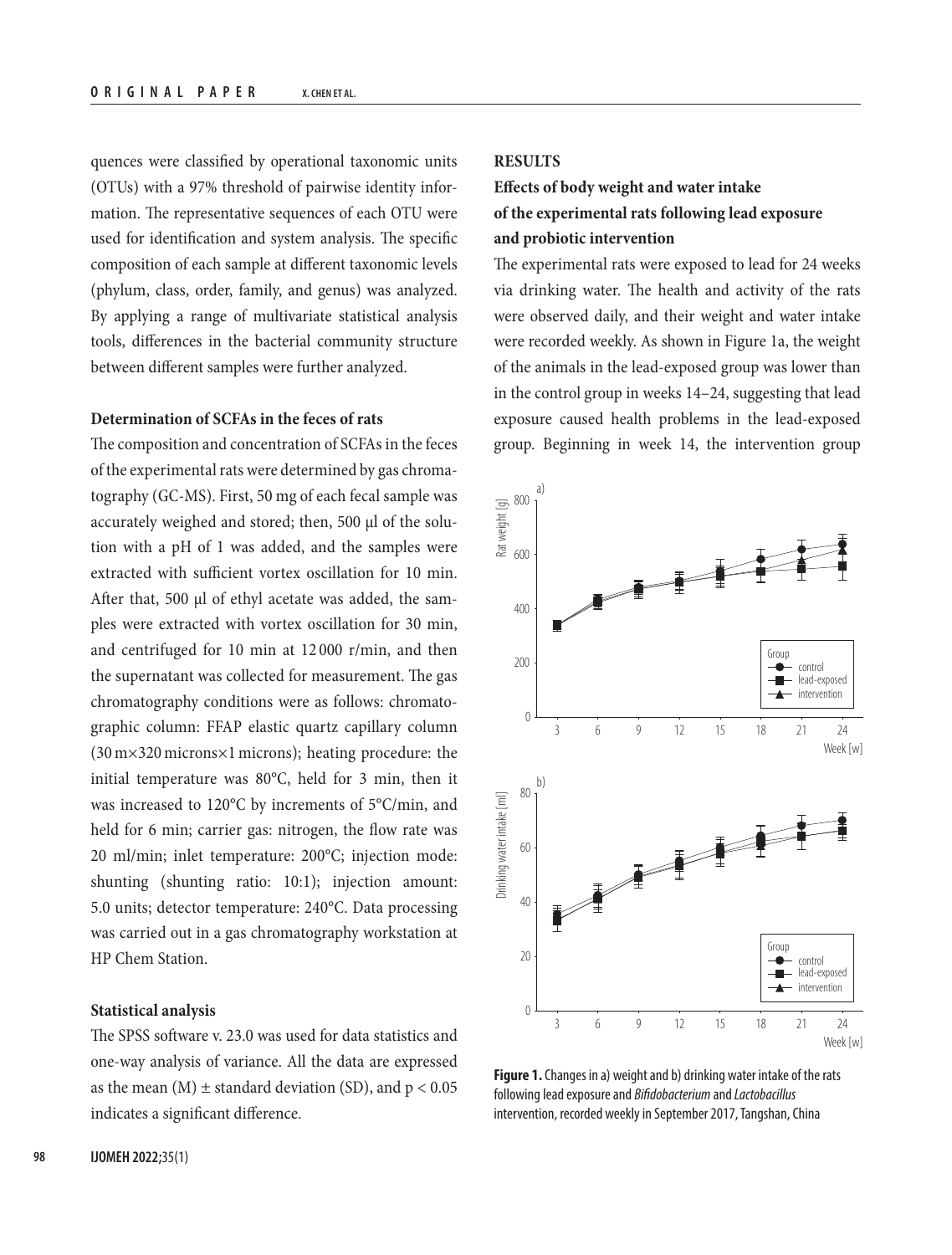quences were classified by operational taxonomic units (OTUs) with a 97% threshold of pairwise identity information. The representative sequences of each OTU were used for identification and system analysis. The specific composition of each sample at different taxonomic levels (phylum, class, order, family, and genus) was analyzed. By applying a range of multivariate statistical analysis tools, differences in the bacterial community structure between different samples were further analyzed.

### Determination of SCFAs in the feces of rats

The composition and concentration of SCFAs in the feces of the experimental rats were determined by gas chromatography (GC-MS). First, 50 mg of each fecal sample was accurately weighed and stored; then, 500 μl of the solution with a pH of 1 was added, and the samples were extracted with sufficient vortex oscillation for 10 min. After that, 500 μl of ethyl acetate was added, the samples were extracted with vortex oscillation for 30 min, and centrifuged for 10 min at 12 000 r/min, and then the supernatant was collected for measurement. The gas chromatography conditions were as follows: chromatographic column: FFAP elastic quartz capillary column (30 m×320 microns×1 microns); heating procedure: the initial temperature was 80°C, held for 3 min, then it was increased to 120°C by increments of 5°C/min, and held for 6 min; carrier gas: nitrogen, the flow rate was 20 ml/min; inlet temperature: 200°C; injection mode: shunting (shunting ratio: 10:1); injection amount: 5.0 units; detector temperature: 240°C. Data processing was carried out in a gas chromatography workstation at HP Chem Station.

### Statistical analysis

The SPSS software v. 23.0 was used for data statistics and one-way analysis of variance. All the data are expressed as the mean (M) ± standard deviation (SD), and $p < 0.05$ indicates a significant difference.

## RESULTS

### Effects of body weight and water intake of the experimental rats following lead exposure and probiotic intervention

The experimental rats were exposed to lead for 24 weeks via drinking water. The health and activity of the rats were observed daily, and their weight and water intake were recorded weekly. As shown in Figure 1a, the weight of the animals in the lead-exposed group was lower than in the control group in weeks 14–24, suggesting that lead exposure caused health problems in the lead-exposed group. Beginning in week 14, the intervention group

**Figure 1.** Changes in a) weight and b) drinking water intake of the rats following lead exposure and *Bifidobacterium* and *Lactobacillus* intervention, recorded weekly in September 2017, Tangshan, China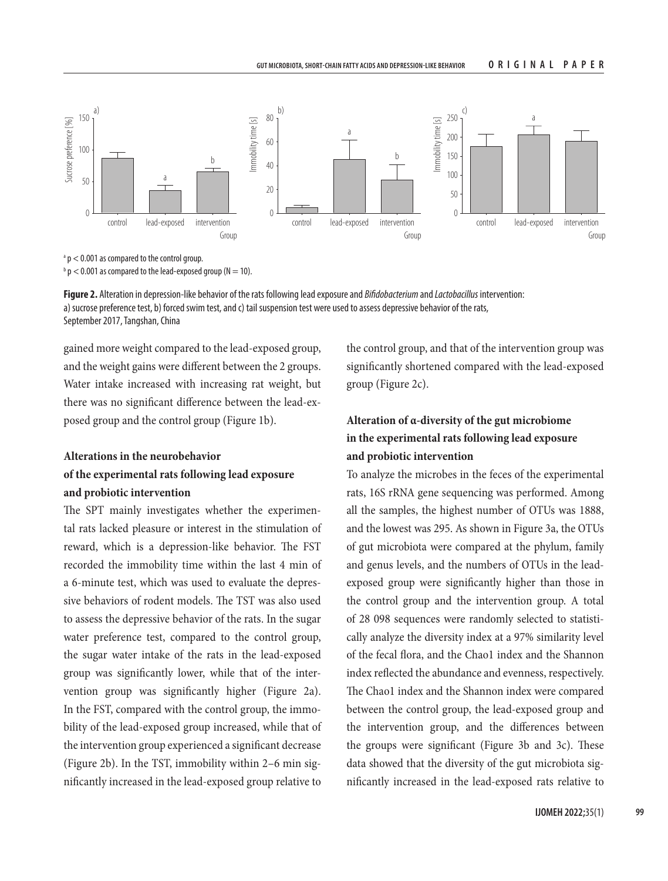$^{a}$ $p < 0.001$ as compared to the control group.
$^{b}$ $p < 0.001$ as compared to the lead-exposed group ($N = 10$).

**Figure 2.** Alteration in depression-like behavior of the rats following lead exposure and *Bifidobacterium* and *Lactobacillus* intervention: a) sucrose preference test, b) forced swim test, and c) tail suspension test were used to assess depressive behavior of the rats, September 2017, Tangshan, China

gained more weight compared to the lead-exposed group, and the weight gains were different between the 2 groups. Water intake increased with increasing rat weight, but there was no significant difference between the lead-exposed group and the control group (Figure 1b).

### Alterations in the neurobehavior of the experimental rats following lead exposure and probiotic intervention

The SPT mainly investigates whether the experimental rats lacked pleasure or interest in the stimulation of reward, which is a depression-like behavior. The FST recorded the immobility time within the last 4 min of a 6-minute test, which was used to evaluate the depressive behaviors of rodent models. The TST was also used to assess the depressive behavior of the rats. In the sugar water preference test, compared to the control group, the sugar water intake of the rats in the lead-exposed group was significantly lower, while that of the intervention group was significantly higher (Figure 2a). In the FST, compared with the control group, the immobility of the lead-exposed group increased, while that of the intervention group experienced a significant decrease (Figure 2b). In the TST, immobility within 2–6 min significantly increased in the lead-exposed group relative to the control group, and that of the intervention group was significantly shortened compared with the lead-exposed group (Figure 2c).

### Alteration of α-diversity of the gut microbiome in the experimental rats following lead exposure and probiotic intervention

To analyze the microbes in the feces of the experimental rats, 16S rRNA gene sequencing was performed. Among all the samples, the highest number of OTUs was 1888, and the lowest was 295. As shown in Figure 3a, the OTUs of gut microbiota were compared at the phylum, family and genus levels, and the numbers of OTUs in the lead-exposed group were significantly higher than those in the control group and the intervention group. A total of 28 098 sequences were randomly selected to statistically analyze the diversity index at a 97% similarity level of the fecal flora, and the Chao1 index and the Shannon index reflected the abundance and evenness, respectively. The Chao1 index and the Shannon index were compared between the control group, the lead-exposed group and the intervention group, and the differences between the groups were significant (Figure 3b and 3c). These data showed that the diversity of the gut microbiota significantly increased in the lead-exposed rats relative to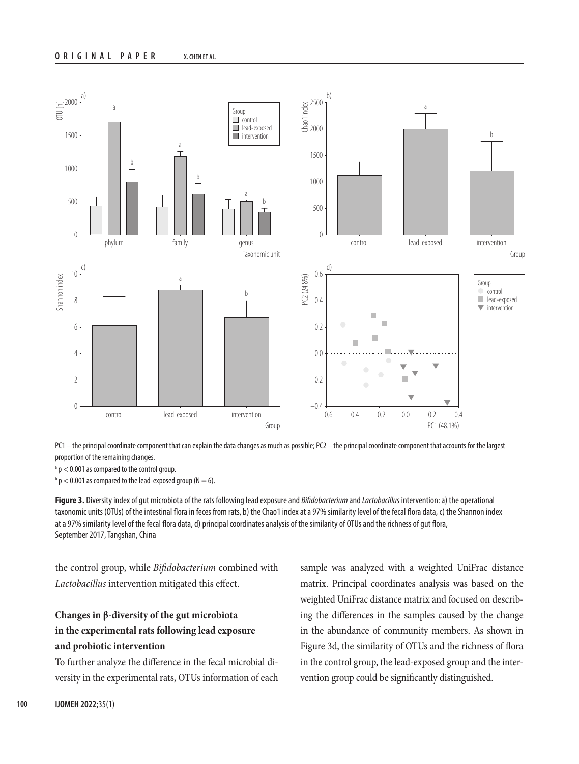PC1 – the principal coordinate component that can explain the data changes as much as possible; PC2 – the principal coordinate component that accounts for the largest proportion of the remaining changes.

[a] $p < 0.001$ as compared to the control group.

[b] $p < 0.001$ as compared to the lead-exposed group ($N = 6$).

**Figure 3.** Diversity index of gut microbiota of the rats following lead exposure and *Bifidobacterium* and *Lactobacillus* intervention: a) the operational taxonomic units (OTUs) of the intestinal flora in feces from rats, b) the Chao1 index at a 97% similarity level of the fecal flora data, c) the Shannon index at a 97% similarity level of the fecal flora data, d) principal coordinates analysis of the similarity of OTUs and the richness of gut flora, September 2017, Tangshan, China

the control group, while *Bifidobacterium* combined with *Lactobacillus* intervention mitigated this effect.

## Changes in β-diversity of the gut microbiota in the experimental rats following lead exposure and probiotic intervention

To further analyze the difference in the fecal microbial diversity in the experimental rats, OTUs information of each sample was analyzed with a weighted UniFrac distance matrix. Principal coordinates analysis was based on the weighted UniFrac distance matrix and focused on describing the differences in the samples caused by the change in the abundance of community members. As shown in Figure 3d, the similarity of OTUs and the richness of flora in the control group, the lead-exposed group and the intervention group could be significantly distinguished.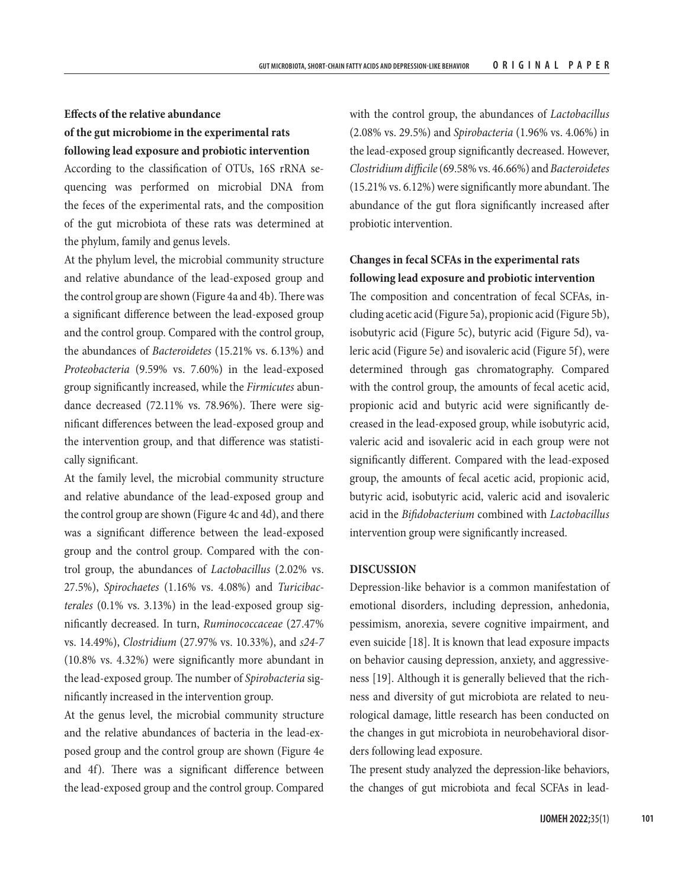### Effects of the relative abundance of the gut microbiome in the experimental rats following lead exposure and probiotic intervention

According to the classification of OTUs, 16S rRNA sequencing was performed on microbial DNA from the feces of the experimental rats, and the composition of the gut microbiota of these rats was determined at the phylum, family and genus levels.

At the phylum level, the microbial community structure and relative abundance of the lead-exposed group and the control group are shown (Figure 4a and 4b). There was a significant difference between the lead-exposed group and the control group. Compared with the control group, the abundances of *Bacteroidetes* (15.21% vs. 6.13%) and *Proteobacteria* (9.59% vs. 7.60%) in the lead-exposed group significantly increased, while the *Firmicutes* abundance decreased (72.11% vs. 78.96%). There were significant differences between the lead-exposed group and the intervention group, and that difference was statistically significant.

At the family level, the microbial community structure and relative abundance of the lead-exposed group and the control group are shown (Figure 4c and 4d), and there was a significant difference between the lead-exposed group and the control group. Compared with the control group, the abundances of *Lactobacillus* (2.02% vs. 27.5%), *Spirochaetes* (1.16% vs. 4.08%) and *Turicibacterales* (0.1% vs. 3.13%) in the lead-exposed group significantly decreased. In turn, *Ruminococcaceae* (27.47% vs. 14.49%), *Clostridium* (27.97% vs. 10.33%), and *s24-7* (10.8% vs. 4.32%) were significantly more abundant in the lead-exposed group. The number of *Spirobacteria* significantly increased in the intervention group.

At the genus level, the microbial community structure and the relative abundances of bacteria in the lead-exposed group and the control group are shown (Figure 4e and 4f). There was a significant difference between the lead-exposed group and the control group. Compared with the control group, the abundances of *Lactobacillus* (2.08% vs. 29.5%) and *Spirobacteria* (1.96% vs. 4.06%) in the lead-exposed group significantly decreased. However, *Clostridium difficile* (69.58% vs. 46.66%) and *Bacteroidetes* (15.21% vs. 6.12%) were significantly more abundant. The abundance of the gut flora significantly increased after probiotic intervention.

### Changes in fecal SCFAs in the experimental rats following lead exposure and probiotic intervention

The composition and concentration of fecal SCFAs, including acetic acid (Figure 5a), propionic acid (Figure 5b), isobutyric acid (Figure 5c), butyric acid (Figure 5d), valeric acid (Figure 5e) and isovaleric acid (Figure 5f), were determined through gas chromatography. Compared with the control group, the amounts of fecal acetic acid, propionic acid and butyric acid were significantly decreased in the lead-exposed group, while isobutyric acid, valeric acid and isovaleric acid in each group were not significantly different. Compared with the lead-exposed group, the amounts of fecal acetic acid, propionic acid, butyric acid, isobutyric acid, valeric acid and isovaleric acid in the *Bifidobacterium* combined with *Lactobacillus* intervention group were significantly increased.

## DISCUSSION

Depression-like behavior is a common manifestation of emotional disorders, including depression, anhedonia, pessimism, anorexia, severe cognitive impairment, and even suicide [18]. It is known that lead exposure impacts on behavior causing depression, anxiety, and aggressiveness [19]. Although it is generally believed that the richness and diversity of gut microbiota are related to neurological damage, little research has been conducted on the changes in gut microbiota in neurobehavioral disorders following lead exposure.

The present study analyzed the depression-like behaviors, the changes of gut microbiota and fecal SCFAs in lead-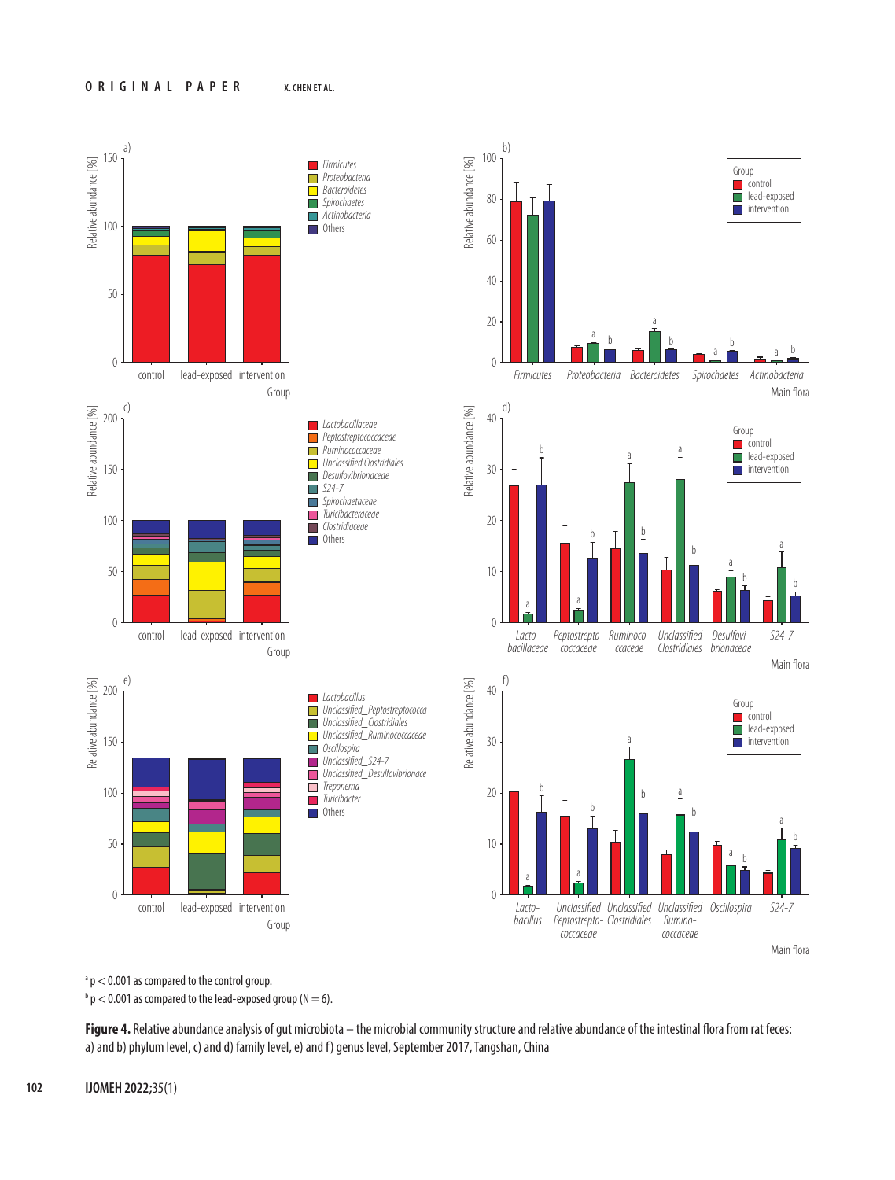[a] $p < 0.001$ as compared to the control group.
[b] $p < 0.001$ as compared to the lead-exposed group ($N = 6$).

**Figure 4.** Relative abundance analysis of gut microbiota – the microbial community structure and relative abundance of the intestinal flora from rat feces: a) and b) phylum level, c) and d) family level, e) and f) genus level, September 2017, Tangshan, China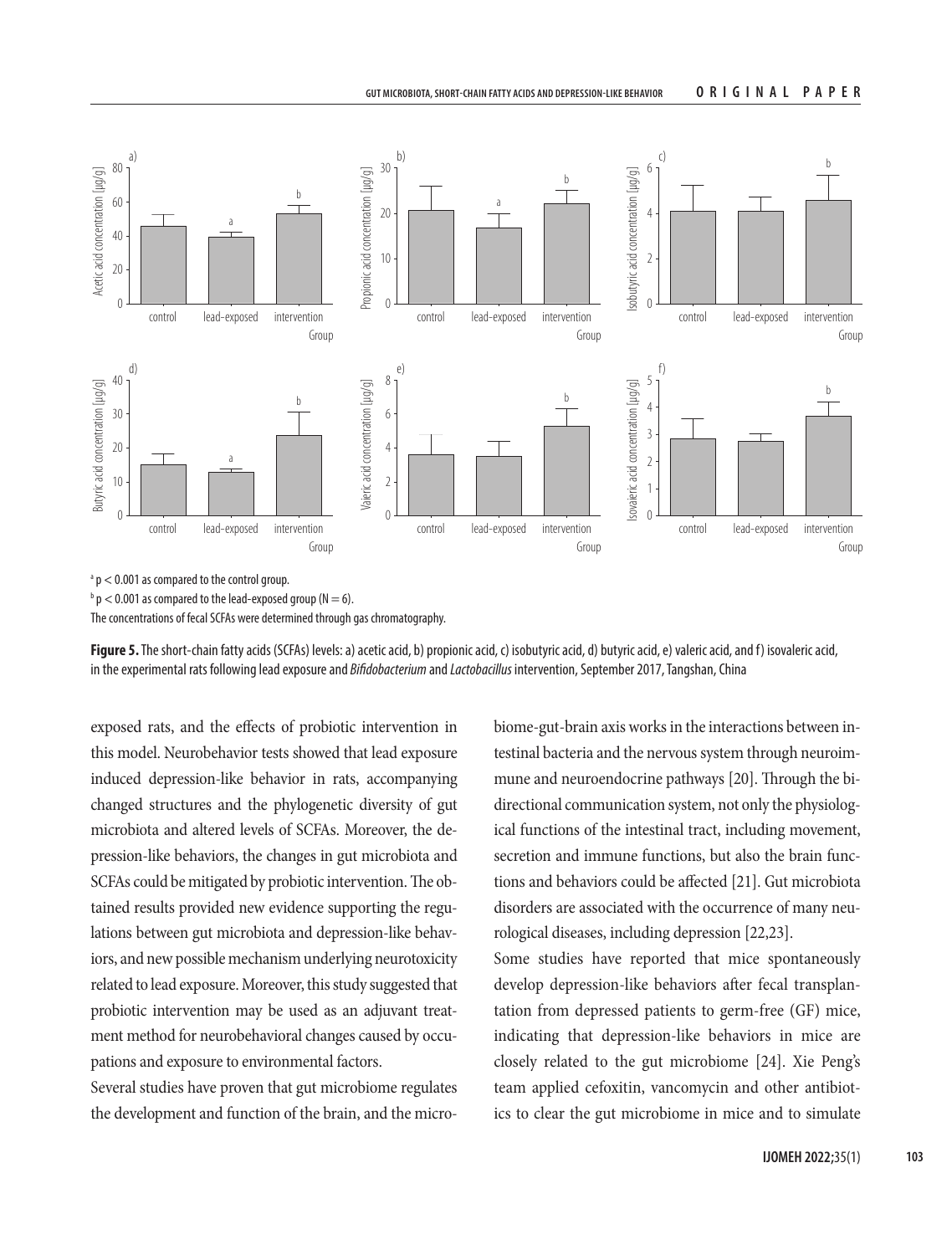^a $p < 0.001$ as compared to the control group.
^b $p < 0.001$ as compared to the lead-exposed group ($N = 6$).
The concentrations of fecal SCFAs were determined through gas chromatography.

**Figure 5.** The short-chain fatty acids (SCFAs) levels: a) acetic acid, b) propionic acid, c) isobutyric acid, d) butyric acid, e) valeric acid, and f) isovaleric acid, in the experimental rats following lead exposure and *Bifidobacterium* and *Lactobacillus* intervention, September 2017, Tangshan, China

exposed rats, and the effects of probiotic intervention in this model. Neurobehavior tests showed that lead exposure induced depression-like behavior in rats, accompanying changed structures and the phylogenetic diversity of gut microbiota and altered levels of SCFAs. Moreover, the depression-like behaviors, the changes in gut microbiota and SCFAs could be mitigated by probiotic intervention. The obtained results provided new evidence supporting the regulations between gut microbiota and depression-like behaviors, and new possible mechanism underlying neurotoxicity related to lead exposure. Moreover, this study suggested that probiotic intervention may be used as an adjuvant treatment method for neurobehavioral changes caused by occupations and exposure to environmental factors.

Several studies have proven that gut microbiome regulates the development and function of the brain, and the microbiome-gut-brain axis works in the interactions between intestinal bacteria and the nervous system through neuroimmune and neuroendocrine pathways [20]. Through the bidirectional communication system, not only the physiological functions of the intestinal tract, including movement, secretion and immune functions, but also the brain functions and behaviors could be affected [21]. Gut microbiota disorders are associated with the occurrence of many neurological diseases, including depression [22,23].

Some studies have reported that mice spontaneously develop depression-like behaviors after fecal transplantation from depressed patients to germ-free (GF) mice, indicating that depression-like behaviors in mice are closely related to the gut microbiome [24]. Xie Peng's team applied cefoxitin, vancomycin and other antibiotics to clear the gut microbiome in mice and to simulate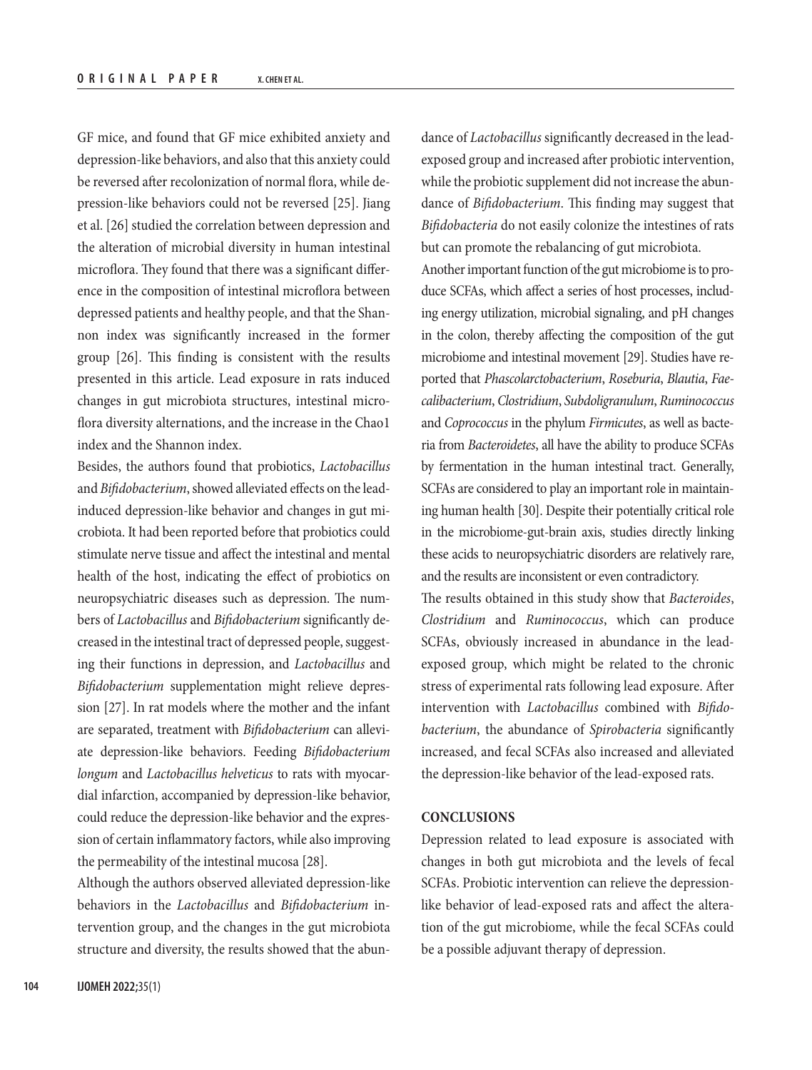GF mice, and found that GF mice exhibited anxiety and depression-like behaviors, and also that this anxiety could be reversed after recolonization of normal flora, while depression-like behaviors could not be reversed [25]. Jiang et al. [26] studied the correlation between depression and the alteration of microbial diversity in human intestinal microflora. They found that there was a significant difference in the composition of intestinal microflora between depressed patients and healthy people, and that the Shannon index was significantly increased in the former group [26]. This finding is consistent with the results presented in this article. Lead exposure in rats induced changes in gut microbiota structures, intestinal microflora diversity alternations, and the increase in the Chao1 index and the Shannon index.

Besides, the authors found that probiotics, *Lactobacillus* and *Bifidobacterium*, showed alleviated effects on the lead-induced depression-like behavior and changes in gut microbiota. It had been reported before that probiotics could stimulate nerve tissue and affect the intestinal and mental health of the host, indicating the effect of probiotics on neuropsychiatric diseases such as depression. The numbers of *Lactobacillus* and *Bifidobacterium* significantly decreased in the intestinal tract of depressed people, suggesting their functions in depression, and *Lactobacillus* and *Bifidobacterium* supplementation might relieve depression [27]. In rat models where the mother and the infant are separated, treatment with *Bifidobacterium* can alleviate depression-like behaviors. Feeding *Bifidobacterium longum* and *Lactobacillus helveticus* to rats with myocardial infarction, accompanied by depression-like behavior, could reduce the depression-like behavior and the expression of certain inflammatory factors, while also improving the permeability of the intestinal mucosa [28].

Although the authors observed alleviated depression-like behaviors in the *Lactobacillus* and *Bifidobacterium* intervention group, and the changes in the gut microbiota structure and diversity, the results showed that the abundance of *Lactobacillus* significantly decreased in the lead-exposed group and increased after probiotic intervention, while the probiotic supplement did not increase the abundance of *Bifidobacterium*. This finding may suggest that *Bifidobacteria* do not easily colonize the intestines of rats but can promote the rebalancing of gut microbiota.

Another important function of the gut microbiome is to produce SCFAs, which affect a series of host processes, including energy utilization, microbial signaling, and pH changes in the colon, thereby affecting the composition of the gut microbiome and intestinal movement [29]. Studies have reported that *Phascolarctobacterium*, *Roseburia*, *Blautia*, *Faecalibacterium*, *Clostridium*, *Subdoligranulum*, *Ruminococcus* and *Coprococcus* in the phylum *Firmicutes*, as well as bacteria from *Bacteroidetes*, all have the ability to produce SCFAs by fermentation in the human intestinal tract. Generally, SCFAs are considered to play an important role in maintaining human health [30]. Despite their potentially critical role in the microbiome-gut-brain axis, studies directly linking these acids to neuropsychiatric disorders are relatively rare, and the results are inconsistent or even contradictory.

The results obtained in this study show that *Bacteroides*, *Clostridium* and *Ruminococcus*, which can produce SCFAs, obviously increased in abundance in the lead-exposed group, which might be related to the chronic stress of experimental rats following lead exposure. After intervention with *Lactobacillus* combined with *Bifidobacterium*, the abundance of *Spirobacteria* significantly increased, and fecal SCFAs also increased and alleviated the depression-like behavior of the lead-exposed rats.

## CONCLUSIONS

Depression related to lead exposure is associated with changes in both gut microbiota and the levels of fecal SCFAs. Probiotic intervention can relieve the depression-like behavior of lead-exposed rats and affect the alteration of the gut microbiome, while the fecal SCFAs could be a possible adjuvant therapy of depression.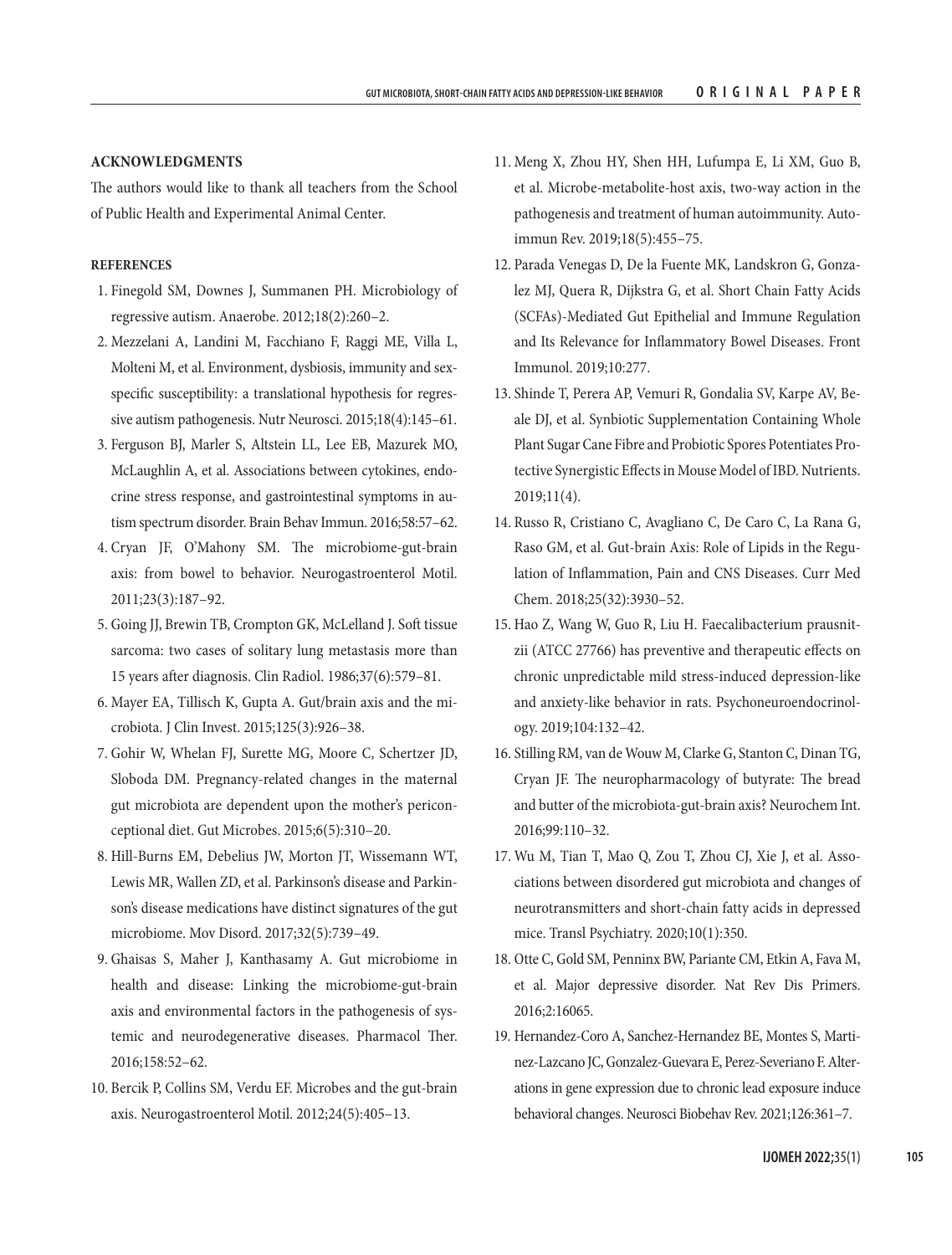## ACKNOWLEDGMENTS

The authors would like to thank all teachers from the School of Public Health and Experimental Animal Center.

### REFERENCES

1. Finegold SM, Downes J, Summanen PH. Microbiology of regressive autism. Anaerobe. 2012;18(2):260–2.
2. Mezzelani A, Landini M, Facchiano F, Raggi ME, Villa L, Molteni M, et al. Environment, dysbiosis, immunity and sex-specific susceptibility: a translational hypothesis for regressive autism pathogenesis. Nutr Neurosci. 2015;18(4):145–61.
3. Ferguson BJ, Marler S, Altstein LL, Lee EB, Mazurek MO, McLaughlin A, et al. Associations between cytokines, endocrine stress response, and gastrointestinal symptoms in autism spectrum disorder. Brain Behav Immun. 2016;58:57–62.
4. Cryan JF, O'Mahony SM. The microbiome-gut-brain axis: from bowel to behavior. Neurogastroenterol Motil. 2011;23(3):187–92.
5. Going JJ, Brewin TB, Crompton GK, McLelland J. Soft tissue sarcoma: two cases of solitary lung metastasis more than 15 years after diagnosis. Clin Radiol. 1986;37(6):579–81.
6. Mayer EA, Tillisch K, Gupta A. Gut/brain axis and the microbiota. J Clin Invest. 2015;125(3):926–38.
7. Gohir W, Whelan FJ, Surette MG, Moore C, Schertzer JD, Sloboda DM. Pregnancy-related changes in the maternal gut microbiota are dependent upon the mother's periconceptional diet. Gut Microbes. 2015;6(5):310–20.
8. Hill-Burns EM, Debelius JW, Morton JT, Wissemann WT, Lewis MR, Wallen ZD, et al. Parkinson's disease and Parkinson's disease medications have distinct signatures of the gut microbiome. Mov Disord. 2017;32(5):739–49.
9. Ghaisas S, Maher J, Kanthasamy A. Gut microbiome in health and disease: Linking the microbiome-gut-brain axis and environmental factors in the pathogenesis of systemic and neurodegenerative diseases. Pharmacol Ther. 2016;158:52–62.
10. Bercik P, Collins SM, Verdu EF. Microbes and the gut-brain axis. Neurogastroenterol Motil. 2012;24(5):405–13.
11. Meng X, Zhou HY, Shen HH, Lufumpa E, Li XM, Guo B, et al. Microbe-metabolite-host axis, two-way action in the pathogenesis and treatment of human autoimmunity. Autoimmun Rev. 2019;18(5):455–75.
12. Parada Venegas D, De la Fuente MK, Landskron G, Gonzalez MJ, Quera R, Dijkstra G, et al. Short Chain Fatty Acids (SCFAs)-Mediated Gut Epithelial and Immune Regulation and Its Relevance for Inflammatory Bowel Diseases. Front Immunol. 2019;10:277.
13. Shinde T, Perera AP, Vemuri R, Gondalia SV, Karpe AV, Beale DJ, et al. Synbiotic Supplementation Containing Whole Plant Sugar Cane Fibre and Probiotic Spores Potentiates Protective Synergistic Effects in Mouse Model of IBD. Nutrients. 2019;11(4).
14. Russo R, Cristiano C, Avagliano C, De Caro C, La Rana G, Raso GM, et al. Gut-brain Axis: Role of Lipids in the Regulation of Inflammation, Pain and CNS Diseases. Curr Med Chem. 2018;25(32):3930–52.
15. Hao Z, Wang W, Guo R, Liu H. Faecalibacterium prausnitzii (ATCC 27766) has preventive and therapeutic effects on chronic unpredictable mild stress-induced depression-like and anxiety-like behavior in rats. Psychoneuroendocrinology. 2019;104:132–42.
16. Stilling RM, van de Wouw M, Clarke G, Stanton C, Dinan TG, Cryan JF. The neuropharmacology of butyrate: The bread and butter of the microbiota-gut-brain axis? Neurochem Int. 2016;99:110–32.
17. Wu M, Tian T, Mao Q, Zou T, Zhou CJ, Xie J, et al. Associations between disordered gut microbiota and changes of neurotransmitters and short-chain fatty acids in depressed mice. Transl Psychiatry. 2020;10(1):350.
18. Otte C, Gold SM, Penninx BW, Pariante CM, Etkin A, Fava M, et al. Major depressive disorder. Nat Rev Dis Primers. 2016;2:16065.
19. Hernandez-Coro A, Sanchez-Hernandez BE, Montes S, Martinez-Lazcano JC, Gonzalez-Guevara E, Perez-Severiano F. Alterations in gene expression due to chronic lead exposure induce behavioral changes. Neurosci Biobehav Rev. 2021;126:361–7.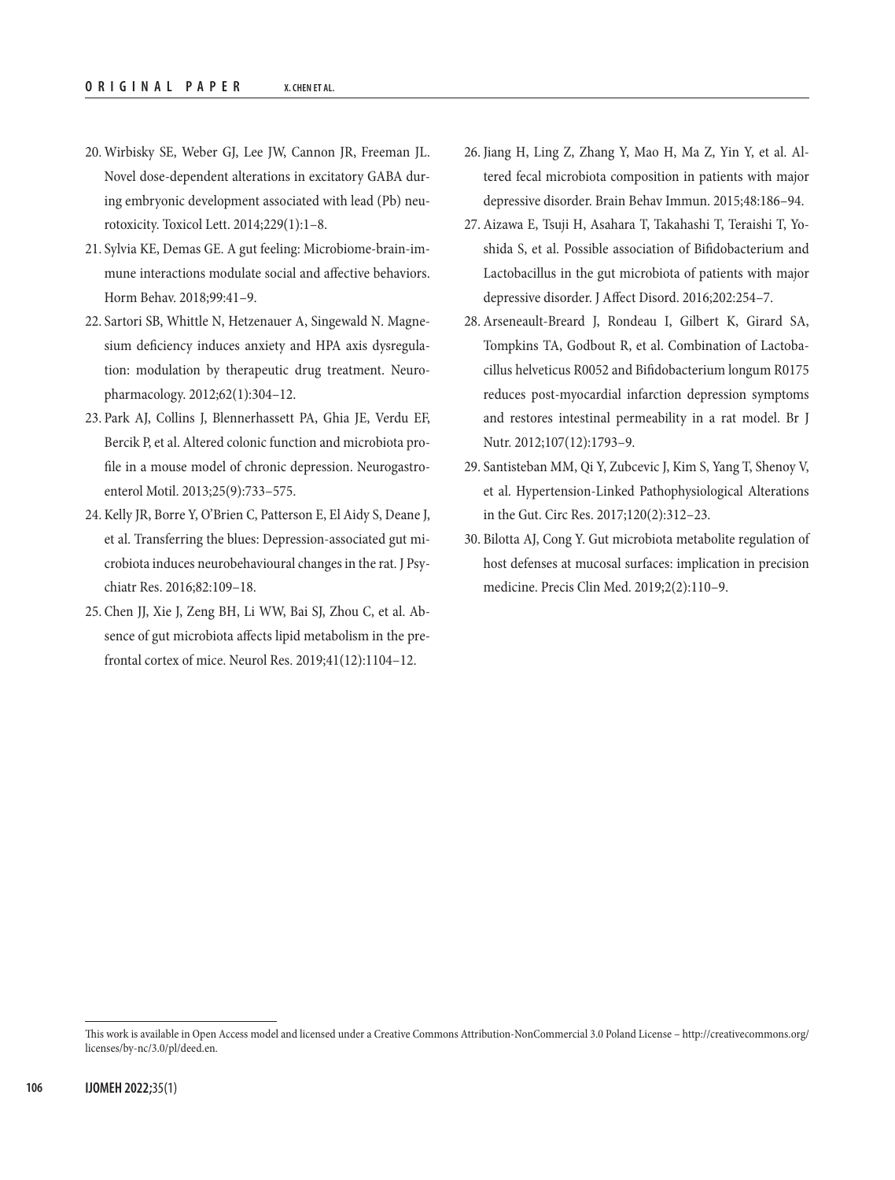20. Wirbisky SE, Weber GJ, Lee JW, Cannon JR, Freeman JL. Novel dose-dependent alterations in excitatory GABA during embryonic development associated with lead (Pb) neurotoxicity. Toxicol Lett. 2014;229(1):1–8.
21. Sylvia KE, Demas GE. A gut feeling: Microbiome-brain-immune interactions modulate social and affective behaviors. Horm Behav. 2018;99:41–9.
22. Sartori SB, Whittle N, Hetzenauer A, Singewald N. Magnesium deficiency induces anxiety and HPA axis dysregulation: modulation by therapeutic drug treatment. Neuropharmacology. 2012;62(1):304–12.
23. Park AJ, Collins J, Blennerhassett PA, Ghia JE, Verdu EF, Bercik P, et al. Altered colonic function and microbiota profile in a mouse model of chronic depression. Neurogastroenterol Motil. 2013;25(9):733–575.
24. Kelly JR, Borre Y, O'Brien C, Patterson E, El Aidy S, Deane J, et al. Transferring the blues: Depression-associated gut microbiota induces neurobehavioural changes in the rat. J Psychiatr Res. 2016;82:109–18.
25. Chen JJ, Xie J, Zeng BH, Li WW, Bai SJ, Zhou C, et al. Absence of gut microbiota affects lipid metabolism in the prefrontal cortex of mice. Neurol Res. 2019;41(12):1104–12.
26. Jiang H, Ling Z, Zhang Y, Mao H, Ma Z, Yin Y, et al. Altered fecal microbiota composition in patients with major depressive disorder. Brain Behav Immun. 2015;48:186–94.
27. Aizawa E, Tsuji H, Asahara T, Takahashi T, Teraishi T, Yoshida S, et al. Possible association of Bifidobacterium and Lactobacillus in the gut microbiota of patients with major depressive disorder. J Affect Disord. 2016;202:254–7.
28. Arseneault-Breard J, Rondeau I, Gilbert K, Girard SA, Tompkins TA, Godbout R, et al. Combination of Lactobacillus helveticus R0052 and Bifidobacterium longum R0175 reduces post-myocardial infarction depression symptoms and restores intestinal permeability in a rat model. Br J Nutr. 2012;107(12):1793–9.
29. Santisteban MM, Qi Y, Zubcevic J, Kim S, Yang T, Shenoy V, et al. Hypertension-Linked Pathophysiological Alterations in the Gut. Circ Res. 2017;120(2):312–23.
30. Bilotta AJ, Cong Y. Gut microbiota metabolite regulation of host defenses at mucosal surfaces: implication in precision medicine. Precis Clin Med. 2019;2(2):110–9.

This work is available in Open Access model and licensed under a Creative Commons Attribution-NonCommercial 3.0 Poland License – http://creativecommons.org/licenses/by-nc/3.0/pl/deed.en.